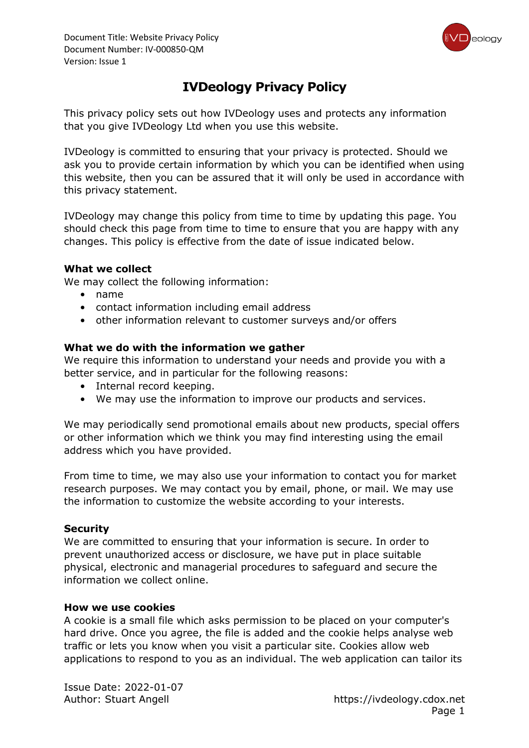# IVDeology Privacy Policy

This privacy policy sets out how IVDeology uses and protects any information that you give IVDeology Ltd when you use this website.

IVDeology is committed to ensuring that your privacy is protected. Should we ask you to provide certain information by which you can be identified when using this website, then you can be assured that it will only be used in accordance with this privacy statement.

IVDeology may change this policy from time to time by updating this page. You should check this page from time to time to ensure that you are happy with any changes. This policy is effective from the date of issue indicated below.

**What we collect**

We may collect the following information:

- name
- contact information including email address
- other information relevant to customer surveys and/or offers

**What we do with the information we gather**

We require this information to understand your needs and provide you with a better service, and in particular for the following reasons:

- Internal record keeping.
- We may use the information to improve our products and services.

We may periodically send promotional emails about new products, special offers or other information which we think you may find interesting using the email address which you have provided.

From time to time, we may also use your information to contact you for market research purposes. We may contact you by email, phone, or mail. We may use the information to customize the website according to your interests.

**Security**

We are committed to ensuring that your information is secure. In order to prevent unauthorized access or disclosure, we have put in place suitable physical, electronic and managerial procedures to safeguard and secure the information we collect online.

**How we use cookies**

A cookie is a small file which asks permission to be placed on your computer's hard drive. Once you agree, the file is added and the cookie helps analyse web traffic or lets you know when you visit a particular site. Cookies allow web applications to respond to you as an individual. The web application can tailor its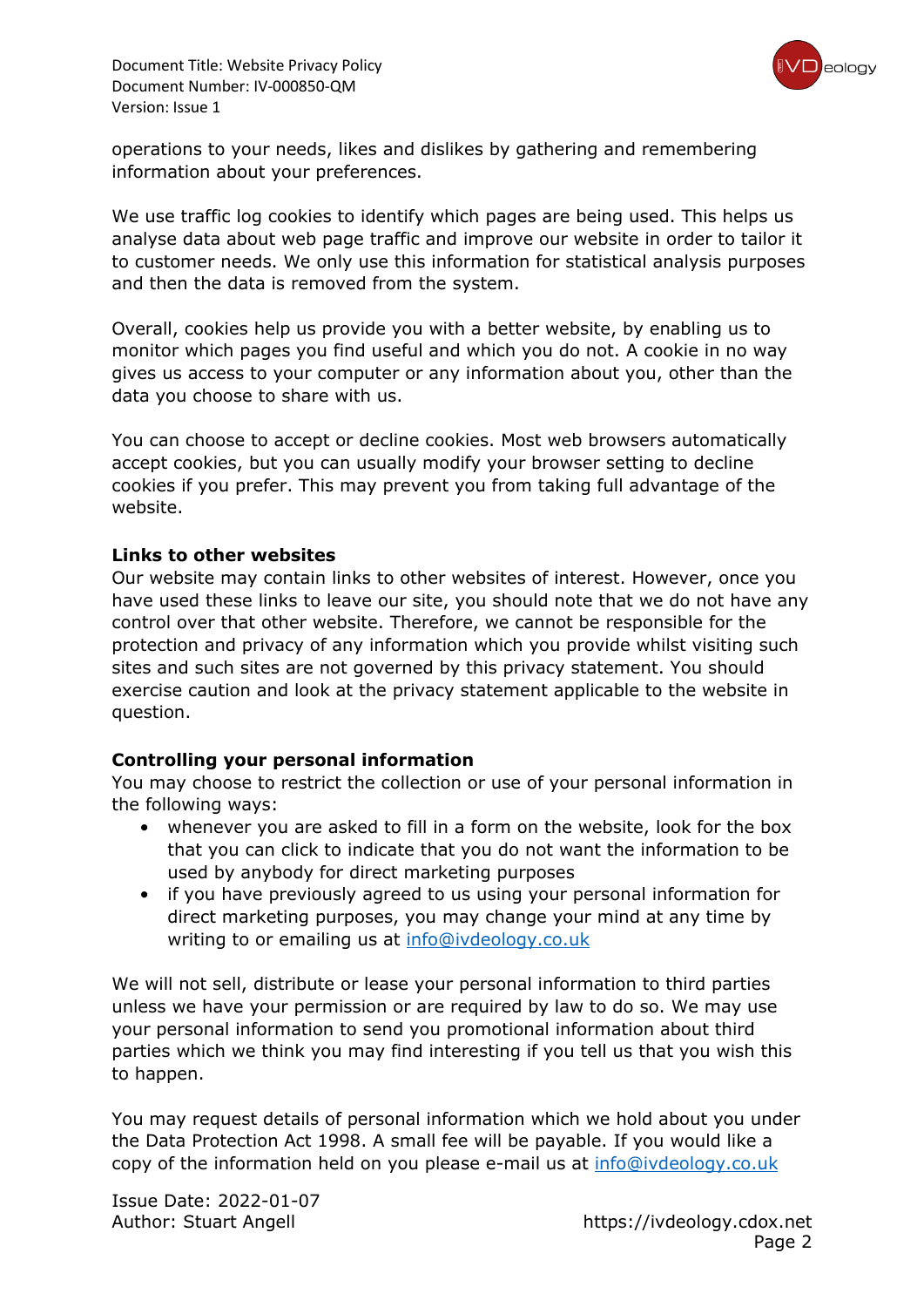operations to your needs, likes and dislikes by gathering and remembering information about your preferences.

We use traffic log cookies to identify which pages are being used. This helps us analyse data about web page traffic and improve our website in order to tailor it to customer needs. We only use this information for statistical analysis purposes and then the data is removed from the system.

Overall, cookies help us provide you with a better website, by enabling us to monitor which pages you find useful and which you do not. A cookie in no way gives us access to your computer or any information about you, other than the data you choose to share with us.

You can choose to accept or decline cookies. Most web browsers automatically accept cookies, but you can usually modify your browser setting to decline cookies if you prefer. This may prevent you from taking full advantage of the website.

**Links to other websites**

Our website may contain links to other websites of interest. However, once you have used these links to leave our site, you should note that we do not have any control over that other website. Therefore, we cannot be responsible for the protection and privacy of any information which you provide whilst visiting such sites and such sites are not governed by this privacy statement. You should exercise caution and look at the privacy statement applicable to the website in question.

**Controlling your personal information**

You may choose to restrict the collection or use of your personal information in the following ways:

- whenever you are asked to fill in a form on the website, look for the box that you can click to indicate that you do not want the information to be used by anybody for direct marketing purposes
- if you have previously agreed to us using your personal information for direct marketing purposes, you may change your mind at any time by writing to or emailing us at info@ivdeology.co.uk

We will not sell, distribute or lease your personal information to third parties unless we have your permission or are required by law to do so. We may use your personal information to send you promotional information about third parties which we think you may find interesting if you tell us that you wish this to happen.

You may request details of personal information which we hold about you under the Data Protection Act 1998. A small fee will be payable. If you would like a copy of the information held on you please e-mail us at info@ivdeology.co.uk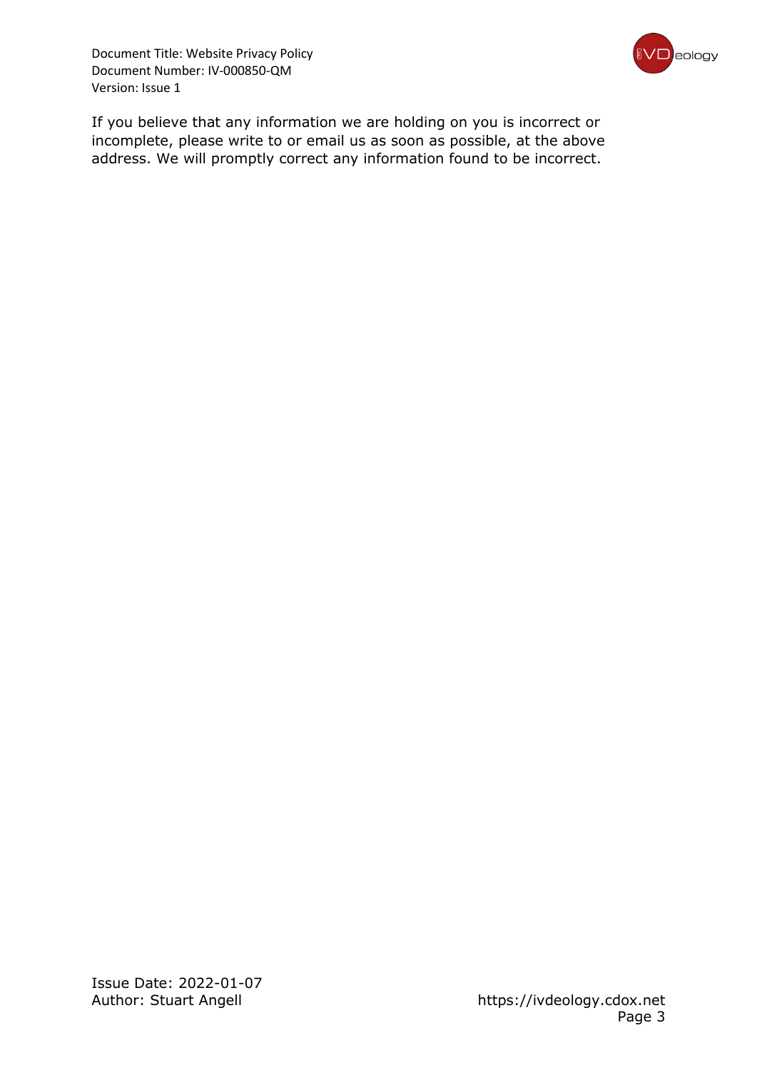If you believe that any information we are holding on you is incorrect or incomplete, please write to or email us as soon as possible, at the above address. We will promptly correct any information found to be incorrect.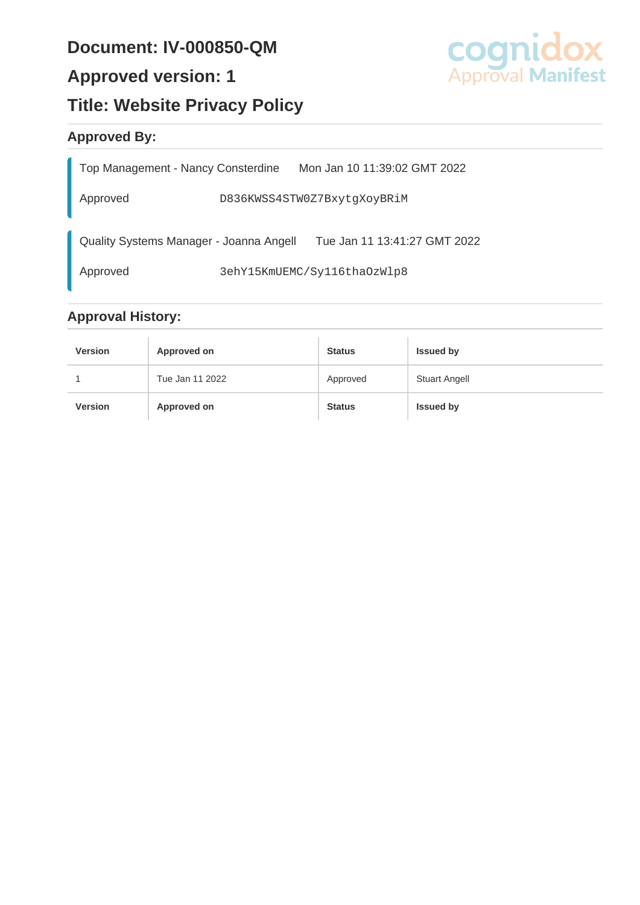## Document: IV-000850-QM

## Approved version: 1

## Title: Website Privacy Policy

### Approved By:

Top Management - Nancy Consterdine    Mon Jan 10 11:39:02 GMT 2022

Approved    D836KWSS4STW0Z7BxytgXoyBRiM

Quality Systems Manager - Joanna Angell    Tue Jan 11 13:41:27 GMT 2022

Approved    3ehY15KmUEMC/Sy116thaOzWlp8

### Approval History:

| Version | Approved on | Status | Issued by |
|---|---|---|---|
| 1 | Tue Jan 11 2022 | Approved | Stuart Angell |
| **Version** | **Approved on** | **Status** | **Issued by** |